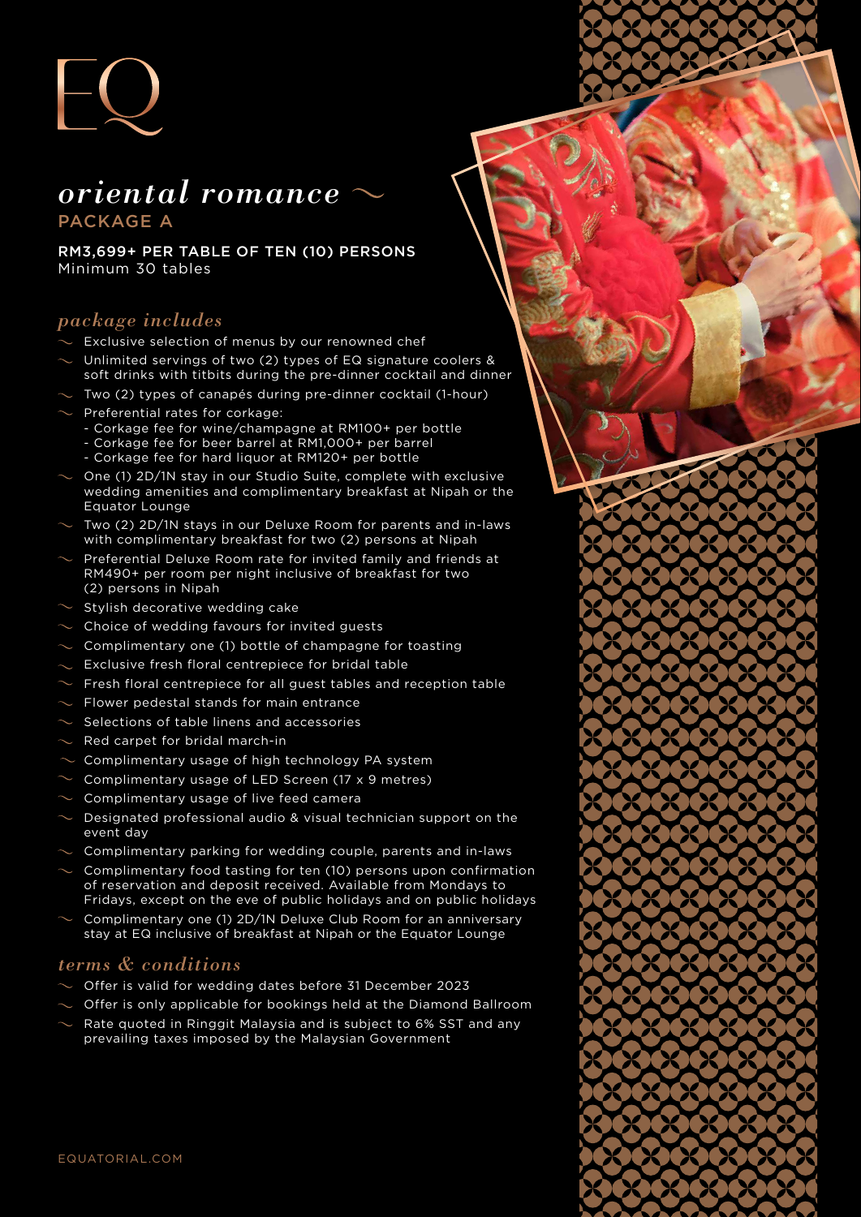# EQ

## *oriental romance ~*

### PACKAGE A

**RM3,699+ PER TABLE OF TEN (10) PERSONS**
Minimum 30 tables

### *package includes*

- Exclusive selection of menus by our renowned chef
- Unlimited servings of two (2) types of EQ signature coolers & soft drinks with titbits during the pre-dinner cocktail and dinner
- Two (2) types of canapés during pre-dinner cocktail (1-hour)
- Preferential rates for corkage:
  - Corkage fee for wine/champagne at RM100+ per bottle
  - Corkage fee for beer barrel at RM1,000+ per barrel
  - Corkage fee for hard liquor at RM120+ per bottle
- One (1) 2D/1N stay in our Studio Suite, complete with exclusive wedding amenities and complimentary breakfast at Nipah or the Equator Lounge
- Two (2) 2D/1N stays in our Deluxe Room for parents and in-laws with complimentary breakfast for two (2) persons at Nipah
- Preferential Deluxe Room rate for invited family and friends at RM490+ per room per night inclusive of breakfast for two (2) persons in Nipah
- Stylish decorative wedding cake
- Choice of wedding favours for invited guests
- Complimentary one (1) bottle of champagne for toasting
- Exclusive fresh floral centrepiece for bridal table
- Fresh floral centrepiece for all guest tables and reception table
- Flower pedestal stands for main entrance
- Selections of table linens and accessories
- Red carpet for bridal march-in
- Complimentary usage of high technology PA system
- Complimentary usage of LED Screen (17 x 9 metres)
- Complimentary usage of live feed camera
- Designated professional audio & visual technician support on the event day
- Complimentary parking for wedding couple, parents and in-laws
- Complimentary food tasting for ten (10) persons upon confirmation of reservation and deposit received. Available from Mondays to Fridays, except on the eve of public holidays and on public holidays
- Complimentary one (1) 2D/1N Deluxe Club Room for an anniversary stay at EQ inclusive of breakfast at Nipah or the Equator Lounge

### *terms & conditions*

- Offer is valid for wedding dates before 31 December 2023
- Offer is only applicable for bookings held at the Diamond Ballroom
- Rate quoted in Ringgit Malaysia and is subject to 6% SST and any prevailing taxes imposed by the Malaysian Government

EQUATORIAL.COM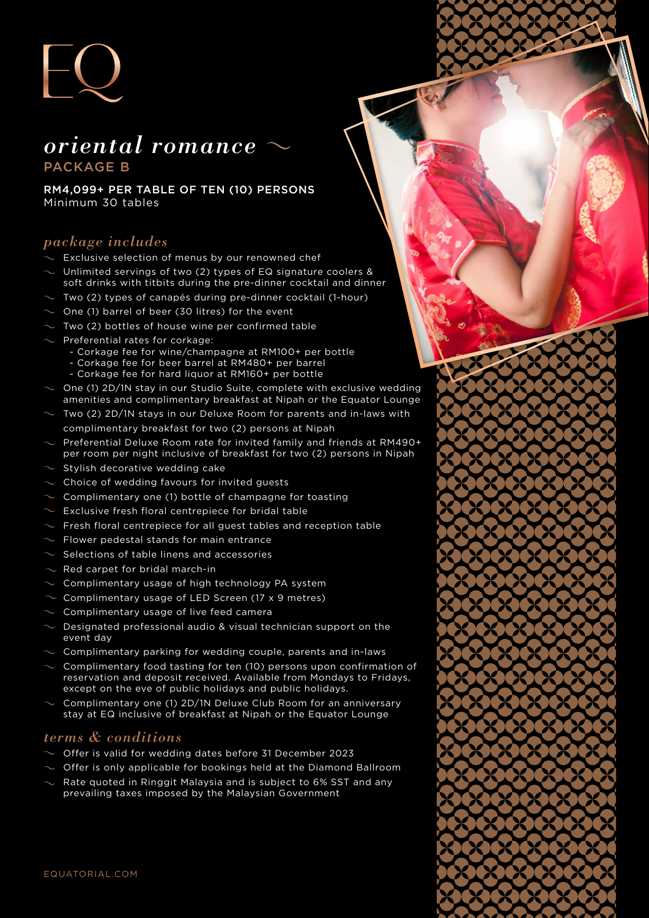EQ

# *oriental romance* ~

## PACKAGE B

**RM4,099+ PER TABLE OF TEN (10) PERSONS**
Minimum 30 tables

### *package includes*

- Exclusive selection of menus by our renowned chef
- Unlimited servings of two (2) types of EQ signature coolers & soft drinks with titbits during the pre-dinner cocktail and dinner
- Two (2) types of canapés during pre-dinner cocktail (1-hour)
- One (1) barrel of beer (30 litres) for the event
- Two (2) bottles of house wine per confirmed table
- Preferential rates for corkage:
  - Corkage fee for wine/champagne at RM100+ per bottle
  - Corkage fee for beer barrel at RM480+ per barrel
  - Corkage fee for hard liquor at RM160+ per bottle
- One (1) 2D/1N stay in our Studio Suite, complete with exclusive wedding amenities and complimentary breakfast at Nipah or the Equator Lounge
- Two (2) 2D/1N stays in our Deluxe Room for parents and in-laws with complimentary breakfast for two (2) persons at Nipah
- Preferential Deluxe Room rate for invited family and friends at RM490+ per room per night inclusive of breakfast for two (2) persons in Nipah
- Stylish decorative wedding cake
- Choice of wedding favours for invited guests
- Complimentary one (1) bottle of champagne for toasting
- Exclusive fresh floral centrepiece for bridal table
- Fresh floral centrepiece for all guest tables and reception table
- Flower pedestal stands for main entrance
- Selections of table linens and accessories
- Red carpet for bridal march-in
- Complimentary usage of high technology PA system
- Complimentary usage of LED Screen (17 x 9 metres)
- Complimentary usage of live feed camera
- Designated professional audio & visual technician support on the event day
- Complimentary parking for wedding couple, parents and in-laws
- Complimentary food tasting for ten (10) persons upon confirmation of reservation and deposit received. Available from Mondays to Fridays, except on the eve of public holidays and public holidays.
- Complimentary one (1) 2D/1N Deluxe Club Room for an anniversary stay at EQ inclusive of breakfast at Nipah or the Equator Lounge

### *terms & conditions*

- Offer is valid for wedding dates before 31 December 2023
- Offer is only applicable for bookings held at the Diamond Ballroom
- Rate quoted in Ringgit Malaysia and is subject to 6% SST and any prevailing taxes imposed by the Malaysian Government

EQUATORIAL.COM